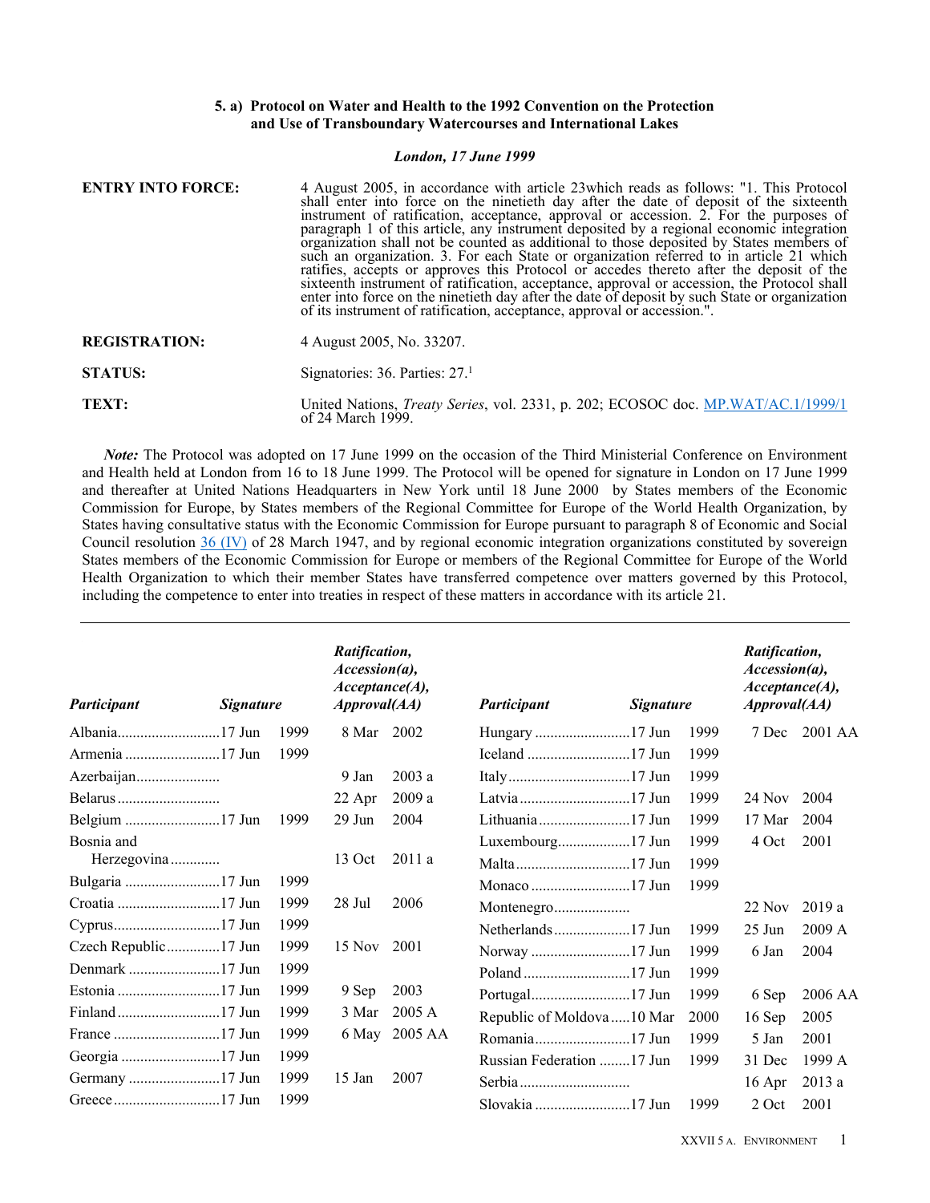### 5. a) Protocol on Water and Health to the 1992 Convention on the Protection and Use of Transboundary Watercourses and International Lakes

*London, 17 June 1999*

| | |
|---|---|
| **ENTRY INTO FORCE:** | 4 August 2005, in accordance with article 23which reads as follows: "1. This Protocol shall enter into force on the ninetieth day after the date of deposit of the sixteenth instrument of ratification, acceptance, approval or accession. 2. For the purposes of paragraph 1 of this article, any instrument deposited by a regional economic integration organization shall not be counted as additional to those deposited by States members of such an organization. 3. For each State or organization referred to in article 21 which ratifies, accepts or approves this Protocol or accedes thereto after the deposit of the sixteenth instrument of ratification, acceptance, approval or accession, the Protocol shall enter into force on the ninetieth day after the date of deposit by such State or organization of its instrument of ratification, acceptance, approval or accession.". |
| **REGISTRATION:** | 4 August 2005, No. 33207. |
| **STATUS:** | Signatories: 36. Parties: 27.[1] |
| **TEXT:** | United Nations, *Treaty Series*, vol. 2331, p. 202; ECOSOC doc. MP.WAT/AC.1/1999/1 of 24 March 1999. |

*Note:* The Protocol was adopted on 17 June 1999 on the occasion of the Third Ministerial Conference on Environment and Health held at London from 16 to 18 June 1999. The Protocol will be opened for signature in London on 17 June 1999 and thereafter at United Nations Headquarters in New York until 18 June 2000 by States members of the Economic Commission for Europe, by States members of the Regional Committee for Europe of the World Health Organization, by States having consultative status with the Economic Commission for Europe pursuant to paragraph 8 of Economic and Social Council resolution 36 (IV) of 28 March 1947, and by regional economic integration organizations constituted by sovereign States members of the Economic Commission for Europe or members of the Regional Committee for Europe of the World Health Organization to which their member States have transferred competence over matters governed by this Protocol, including the competence to enter into treaties in respect of these matters in accordance with its article 21.

| *Participant* | *Signature* | *Ratification, Accession(a), Acceptance(A), Approval(AA)* |
|---|---|---|
| Albania | 17 Jun 1999 | 8 Mar 2002 |
| Armenia | 17 Jun 1999 | |
| Azerbaijan | | 9 Jan 2003 a |
| Belarus | | 22 Apr 2009 a |
| Belgium | 17 Jun 1999 | 29 Jun 2004 |
| Bosnia and Herzegovina | | 13 Oct 2011 a |
| Bulgaria | 17 Jun 1999 | |
| Croatia | 17 Jun 1999 | 28 Jul 2006 |
| Cyprus | 17 Jun 1999 | |
| Czech Republic | 17 Jun 1999 | 15 Nov 2001 |
| Denmark | 17 Jun 1999 | |
| Estonia | 17 Jun 1999 | 9 Sep 2003 |
| Finland | 17 Jun 1999 | 3 Mar 2005 A |
| France | 17 Jun 1999 | 6 May 2005 AA |
| Georgia | 17 Jun 1999 | |
| Germany | 17 Jun 1999 | 15 Jan 2007 |
| Greece | 17 Jun 1999 | |
| Hungary | 17 Jun 1999 | 7 Dec 2001 AA |
| Iceland | 17 Jun 1999 | |
| Italy | 17 Jun 1999 | |
| Latvia | 17 Jun 1999 | 24 Nov 2004 |
| Lithuania | 17 Jun 1999 | 17 Mar 2004 |
| Luxembourg | 17 Jun 1999 | 4 Oct 2001 |
| Malta | 17 Jun 1999 | |
| Monaco | 17 Jun 1999 | |
| Montenegro | | 22 Nov 2019 a |
| Netherlands | 17 Jun 1999 | 25 Jun 2009 A |
| Norway | 17 Jun 1999 | 6 Jan 2004 |
| Poland | 17 Jun 1999 | |
| Portugal | 17 Jun 1999 | 6 Sep 2006 AA |
| Republic of Moldova | 10 Mar 2000 | 16 Sep 2005 |
| Romania | 17 Jun 1999 | 5 Jan 2001 |
| Russian Federation | 17 Jun 1999 | 31 Dec 1999 A |
| Serbia | | 16 Apr 2013 a |
| Slovakia | 17 Jun 1999 | 2 Oct 2001 |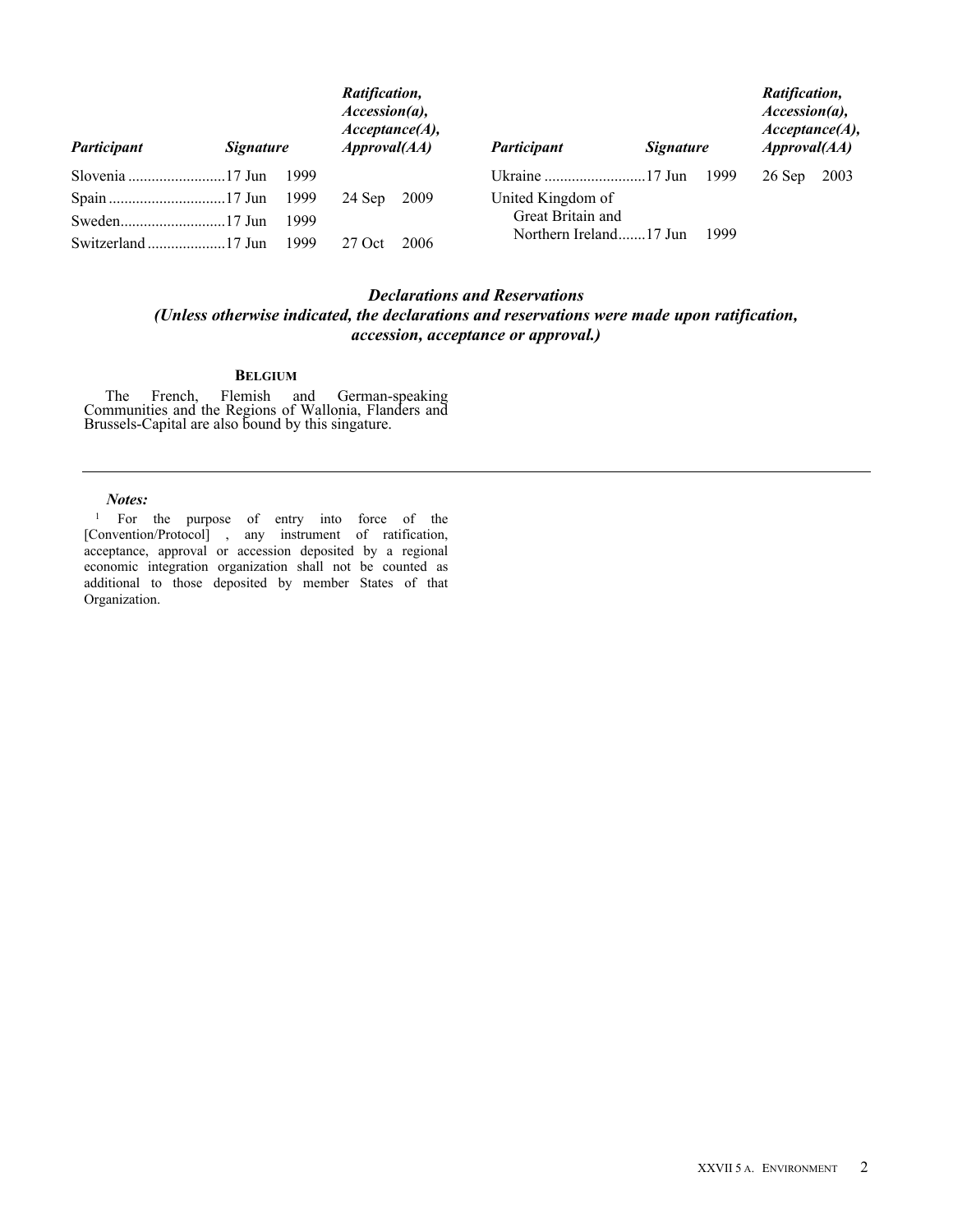| Participant | Signature | Ratification, Accession(a), Acceptance(A), Approval(AA) |
|---|---|---|
| Slovenia | 17 Jun 1999 | |
| Spain | 17 Jun 1999 | 24 Sep 2009 |
| Sweden | 17 Jun 1999 | |
| Switzerland | 17 Jun 1999 | 27 Oct 2006 |
| Ukraine | 17 Jun 1999 | 26 Sep 2003 |
| United Kingdom of Great Britain and Northern Ireland | 17 Jun 1999 | |

## *Declarations and Reservations*
### *(Unless otherwise indicated, the declarations and reservations were made upon ratification, accession, acceptance or approval.)*

**BELGIUM**

The French, Flemish and German-speaking Communities and the Regions of Wallonia, Flanders and Brussels-Capital are also bound by this singature.

---

*Notes:*

[1] For the purpose of entry into force of the [Convention/Protocol] , any instrument of ratification, acceptance, approval or accession deposited by a regional economic integration organization shall not be counted as additional to those deposited by member States of that Organization.